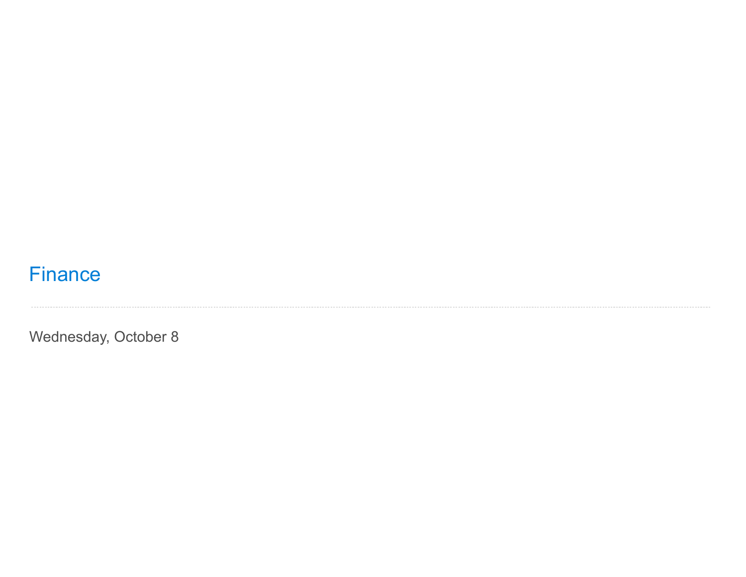# Finance

---

Wednesday, October 8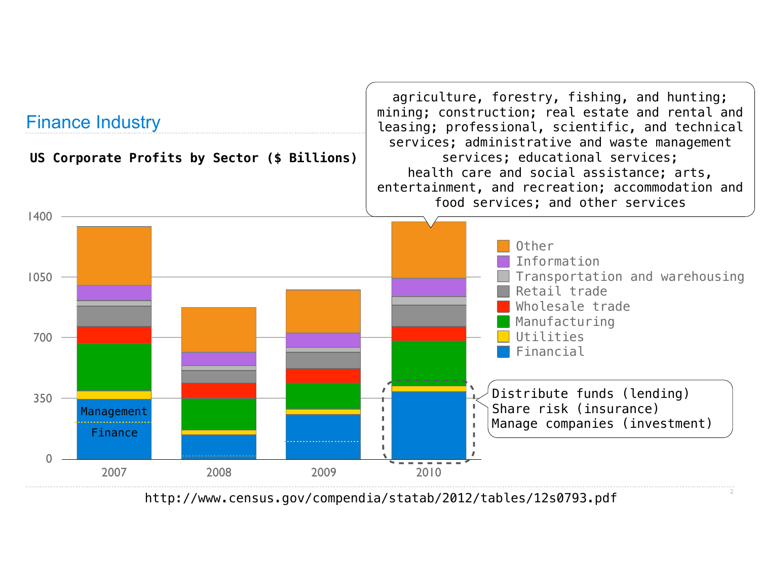## Finance Industry

**US Corporate Profits by Sector ($ Billions)**

agriculture, forestry, fishing, and hunting; mining; construction; real estate and rental and leasing; professional, scientific, and technical services; administrative and waste management services; educational services; health care and social assistance; arts, entertainment, and recreation; accommodation and food services; and other services

Legend: Other, Information, Transportation and warehousing, Retail trade, Wholesale trade, Manufacturing, Utilities, Financial

Y-axis: 0, 350, 700, 1050, 1400

X-axis: 2007, 2008, 2009, 2010

Management

Finance

Distribute funds (lending)
Share risk (insurance)
Manage companies (investment)

http://www.census.gov/compendia/statab/2012/tables/12s0793.pdf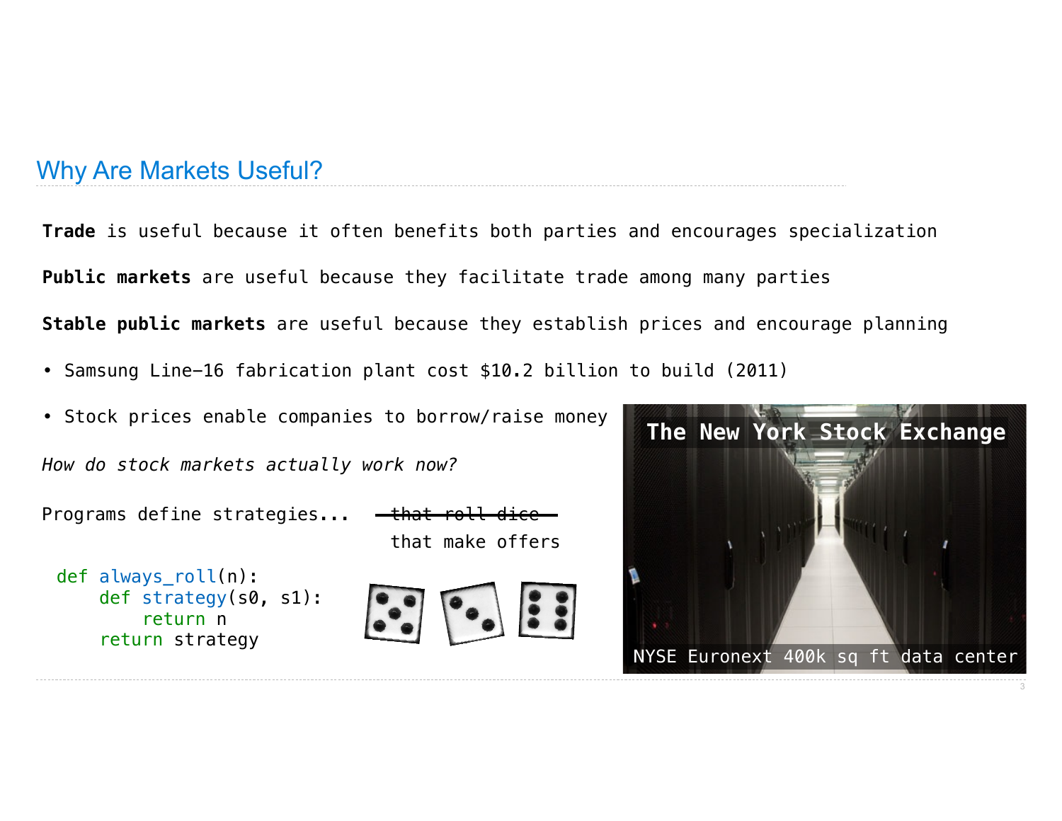## Why Are Markets Useful?

**Trade** is useful because it often benefits both parties and encourages specialization

**Public markets** are useful because they facilitate trade among many parties

**Stable public markets** are useful because they establish prices and encourage planning

- Samsung Line-16 fabrication plant cost $10.2 billion to build (2011)
- Stock prices enable companies to borrow/raise money

*How do stock markets actually work now?*

Programs define strategies... ~~that roll dice~~ that make offers

```
def always_roll(n):
    def strategy(s0, s1):
        return n
    return strategy
```

The New York Stock Exchange

NYSE Euronext 400k sq ft data center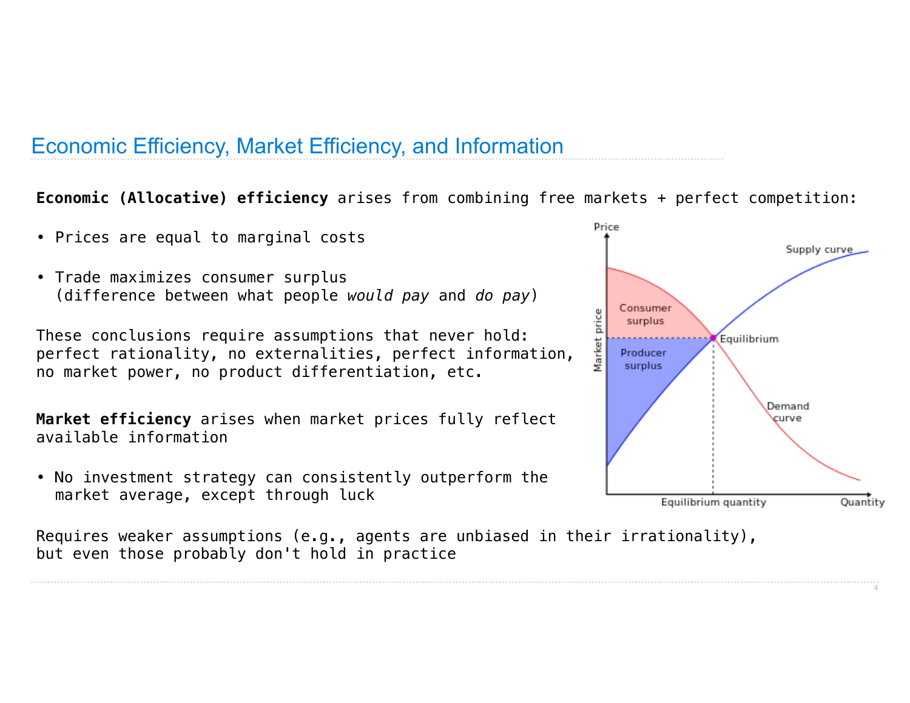# Economic Efficiency, Market Efficiency, and Information

**Economic (Allocative) efficiency** arises from combining free markets + perfect competition:

- Prices are equal to marginal costs
- Trade maximizes consumer surplus (difference between what people *would pay* and *do pay*)

These conclusions require assumptions that never hold: perfect rationality, no externalities, perfect information, no market power, no product differentiation, etc.

**Market efficiency** arises when market prices fully reflect available information

- No investment strategy can consistently outperform the market average, except through luck

Requires weaker assumptions (e.g., agents are unbiased in their irrationality), but even those probably don't hold in practice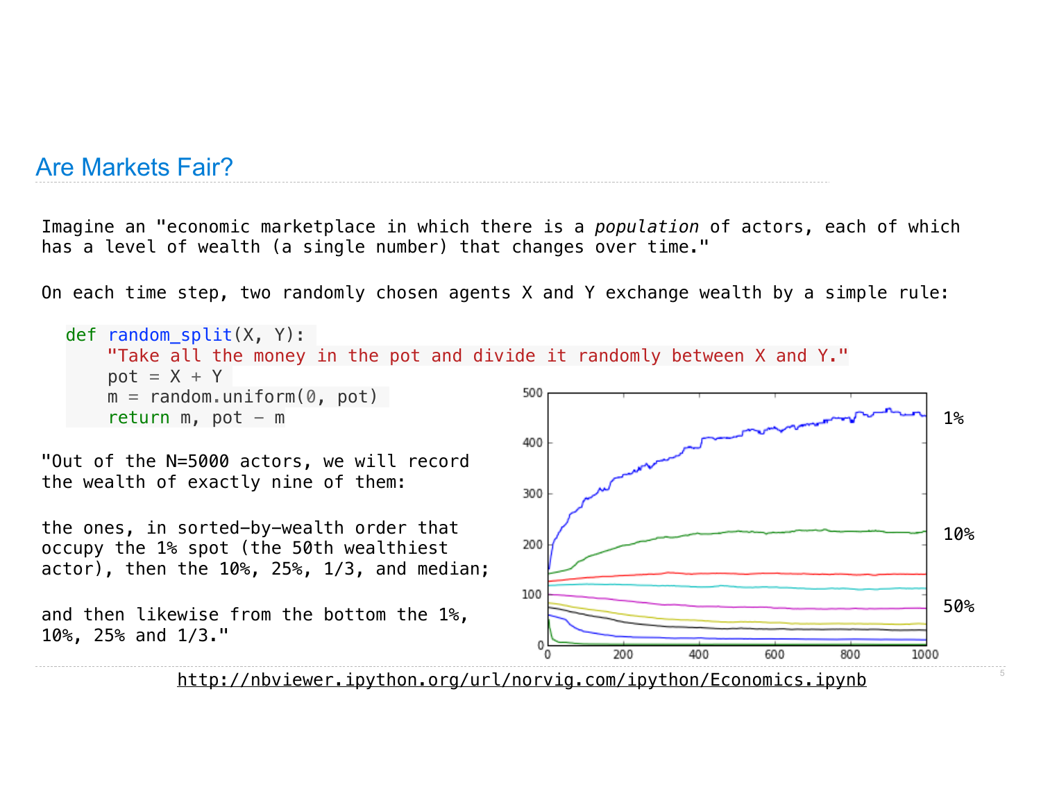## Are Markets Fair?

Imagine an "economic marketplace in which there is a *population* of actors, each of which has a level of wealth (a single number) that changes over time."

On each time step, two randomly chosen agents X and Y exchange wealth by a simple rule:

```
def random_split(X, Y):
    "Take all the money in the pot and divide it randomly between X and Y."
    pot = X + Y
    m = random.uniform(0, pot)
    return m, pot - m
```

"Out of the N=5000 actors, we will record the wealth of exactly nine of them:

the ones, in sorted-by-wealth order that occupy the 1% spot (the 50th wealthiest actor), then the 10%, 25%, 1/3, and median;

and then likewise from the bottom the 1%, 10%, 25% and 1/3."

http://nbviewer.ipython.org/url/norvig.com/ipython/Economics.ipynb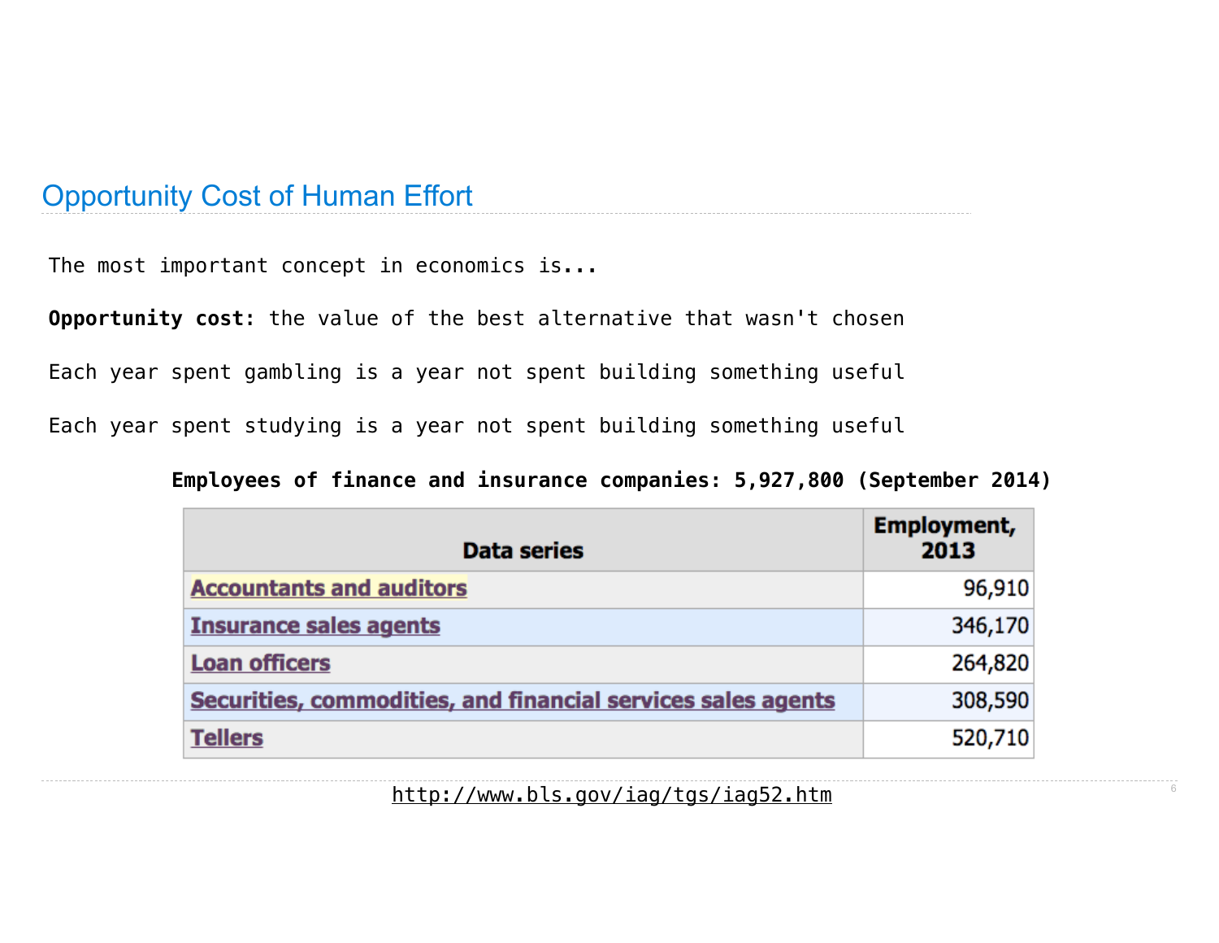## Opportunity Cost of Human Effort

The most important concept in economics is...

**Opportunity cost:** the value of the best alternative that wasn't chosen

Each year spent gambling is a year not spent building something useful

Each year spent studying is a year not spent building something useful

**Employees of finance and insurance companies: 5,927,800 (September 2014)**

| Data series | Employment, 2013 |
|---|---|
| Accountants and auditors | 96,910 |
| Insurance sales agents | 346,170 |
| Loan officers | 264,820 |
| Securities, commodities, and financial services sales agents | 308,590 |
| Tellers | 520,710 |

http://www.bls.gov/iag/tgs/iag52.htm